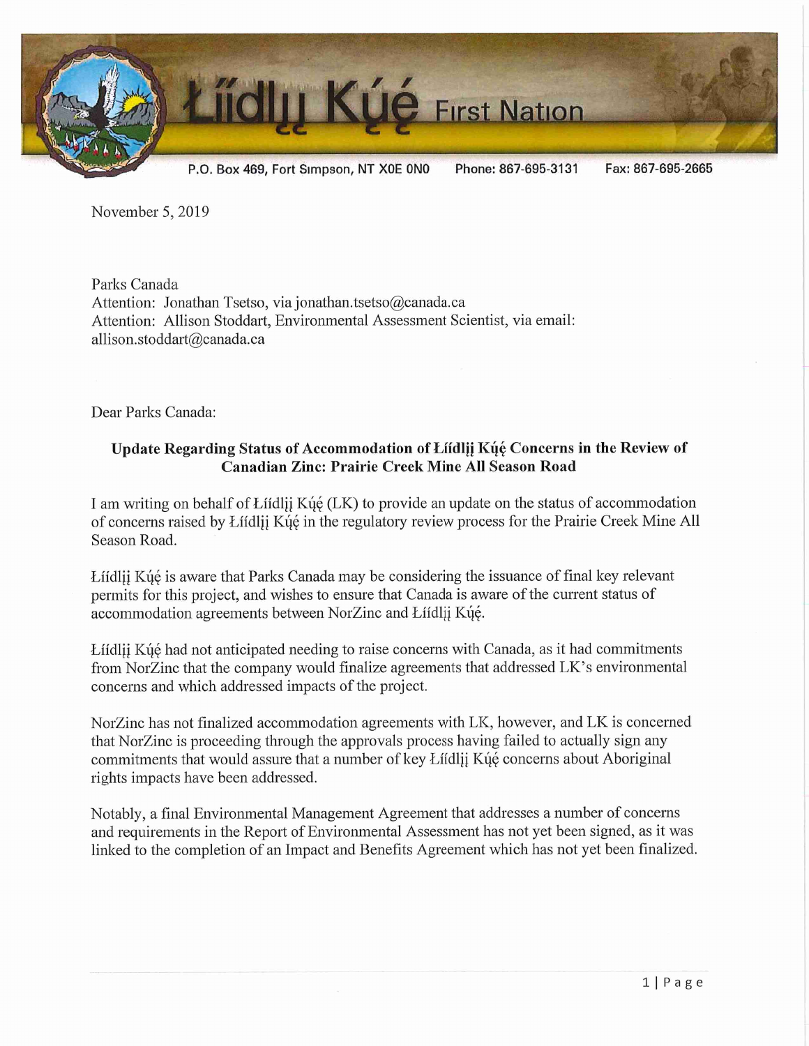# Łíídlı̨ı̨ Kų́ę́ First Nation

P.O. Box 469, Fort Simpson, NT X0E 0N0    Phone: 867-695-3131    Fax: 867-695-2665

November 5, 2019

Parks Canada
Attention: Jonathan Tsetso, via jonathan.tsetso@canada.ca
Attention: Allison Stoddart, Environmental Assessment Scientist, via email: allison.stoddart@canada.ca

Dear Parks Canada:

**Update Regarding Status of Accommodation of Łíídlı̨ı̨ Kų́ę́ Concerns in the Review of Canadian Zinc: Prairie Creek Mine All Season Road**

I am writing on behalf of Łíídlı̨ı̨ Kų́ę́ (LK) to provide an update on the status of accommodation of concerns raised by Łíídlı̨ı̨ Kų́ę́ in the regulatory review process for the Prairie Creek Mine All Season Road.

Łíídlı̨ı̨ Kų́ę́ is aware that Parks Canada may be considering the issuance of final key relevant permits for this project, and wishes to ensure that Canada is aware of the current status of accommodation agreements between NorZinc and Łíídlı̨ı̨ Kų́ę́.

Łíídlı̨ı̨ Kų́ę́ had not anticipated needing to raise concerns with Canada, as it had commitments from NorZinc that the company would finalize agreements that addressed LK's environmental concerns and which addressed impacts of the project.

NorZinc has not finalized accommodation agreements with LK, however, and LK is concerned that NorZinc is proceeding through the approvals process having failed to actually sign any commitments that would assure that a number of key Łíídlı̨ı̨ Kų́ę́ concerns about Aboriginal rights impacts have been addressed.

Notably, a final Environmental Management Agreement that addresses a number of concerns and requirements in the Report of Environmental Assessment has not yet been signed, as it was linked to the completion of an Impact and Benefits Agreement which has not yet been finalized.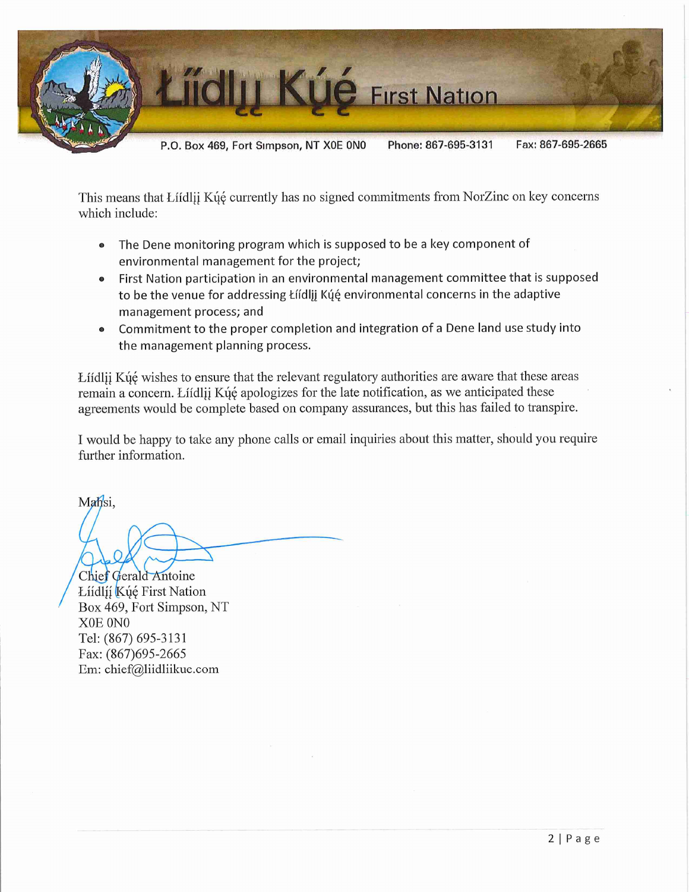This means that Łíídlįį Kų́ę́ currently has no signed commitments from NorZinc on key concerns which include:

- The Dene monitoring program which is supposed to be a key component of environmental management for the project;
- First Nation participation in an environmental management committee that is supposed to be the venue for addressing Łíídlįį Kų́ę́ environmental concerns in the adaptive management process; and
- Commitment to the proper completion and integration of a Dene land use study into the management planning process.

Łíídlįį Kų́ę́ wishes to ensure that the relevant regulatory authorities are aware that these areas remain a concern. Łíídlįį Kų́ę́ apologizes for the late notification, as we anticipated these agreements would be complete based on company assurances, but this has failed to transpire.

I would be happy to take any phone calls or email inquiries about this matter, should you require further information.

Mahsi,

Chief Gerald Antoine
Łíídlįį Kų́ę́ First Nation
Box 469, Fort Simpson, NT
X0E 0N0
Tel: (867) 695-3131
Fax: (867)695-2665
Em: chief@liidliikue.com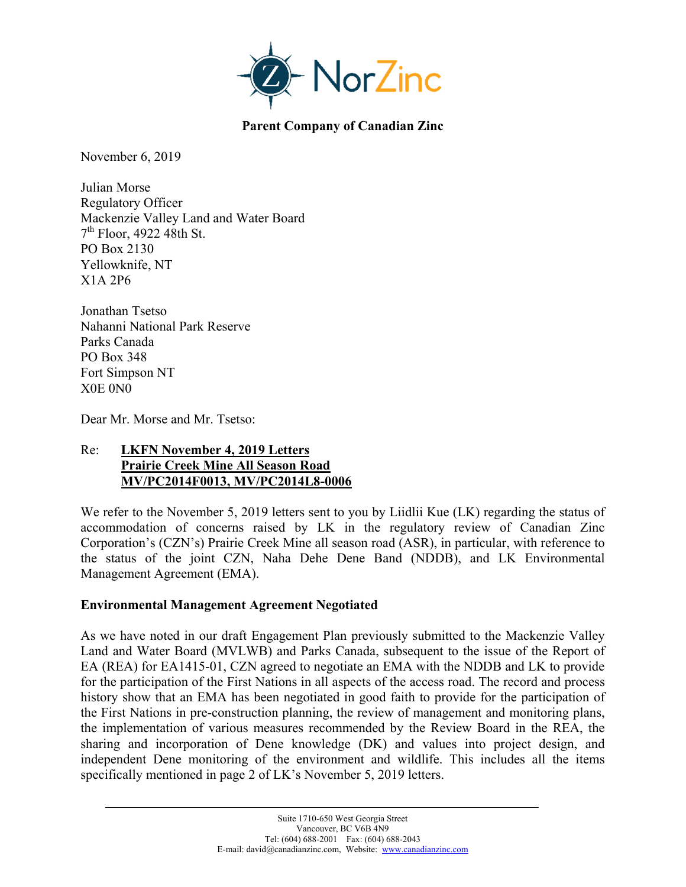**Parent Company of Canadian Zinc**

November 6, 2019

Julian Morse
Regulatory Officer
Mackenzie Valley Land and Water Board
7th Floor, 4922 48th St.
PO Box 2130
Yellowknife, NT
X1A 2P6

Jonathan Tsetso
Nahanni National Park Reserve
Parks Canada
PO Box 348
Fort Simpson NT
X0E 0N0

Dear Mr. Morse and Mr. Tsetso:

Re: **LKFN November 4, 2019 Letters**
**Prairie Creek Mine All Season Road**
**MV/PC2014F0013, MV/PC2014L8-0006**

We refer to the November 5, 2019 letters sent to you by Liidlii Kue (LK) regarding the status of accommodation of concerns raised by LK in the regulatory review of Canadian Zinc Corporation's (CZN's) Prairie Creek Mine all season road (ASR), in particular, with reference to the status of the joint CZN, Naha Dehe Dene Band (NDDB), and LK Environmental Management Agreement (EMA).

## Environmental Management Agreement Negotiated

As we have noted in our draft Engagement Plan previously submitted to the Mackenzie Valley Land and Water Board (MVLWB) and Parks Canada, subsequent to the issue of the Report of EA (REA) for EA1415-01, CZN agreed to negotiate an EMA with the NDDB and LK to provide for the participation of the First Nations in all aspects of the access road. The record and process history show that an EMA has been negotiated in good faith to provide for the participation of the First Nations in pre-construction planning, the review of management and monitoring plans, the implementation of various measures recommended by the Review Board in the REA, the sharing and incorporation of Dene knowledge (DK) and values into project design, and independent Dene monitoring of the environment and wildlife. This includes all the items specifically mentioned in page 2 of LK's November 5, 2019 letters.

Suite 1710-650 West Georgia Street
Vancouver, BC V6B 4N9
Tel: (604) 688-2001 Fax: (604) 688-2043
E-mail: david@canadianzinc.com, Website: www.canadianzinc.com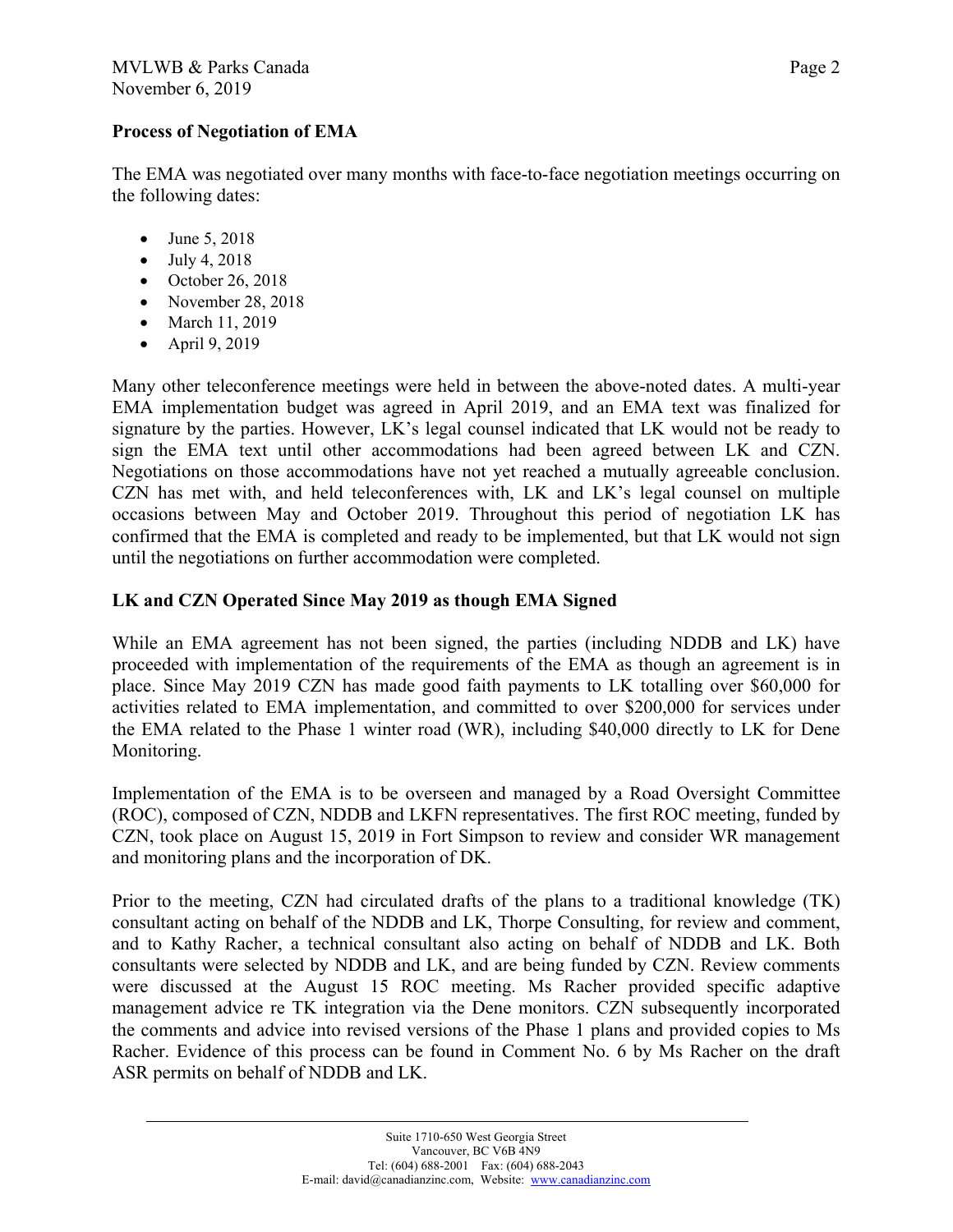## Process of Negotiation of EMA

The EMA was negotiated over many months with face-to-face negotiation meetings occurring on the following dates:

- June 5, 2018
- July 4, 2018
- October 26, 2018
- November 28, 2018
- March 11, 2019
- April 9, 2019

Many other teleconference meetings were held in between the above-noted dates. A multi-year EMA implementation budget was agreed in April 2019, and an EMA text was finalized for signature by the parties. However, LK's legal counsel indicated that LK would not be ready to sign the EMA text until other accommodations had been agreed between LK and CZN. Negotiations on those accommodations have not yet reached a mutually agreeable conclusion. CZN has met with, and held teleconferences with, LK and LK's legal counsel on multiple occasions between May and October 2019. Throughout this period of negotiation LK has confirmed that the EMA is completed and ready to be implemented, but that LK would not sign until the negotiations on further accommodation were completed.

## LK and CZN Operated Since May 2019 as though EMA Signed

While an EMA agreement has not been signed, the parties (including NDDB and LK) have proceeded with implementation of the requirements of the EMA as though an agreement is in place. Since May 2019 CZN has made good faith payments to LK totalling over $60,000 for activities related to EMA implementation, and committed to over $200,000 for services under the EMA related to the Phase 1 winter road (WR), including $40,000 directly to LK for Dene Monitoring.

Implementation of the EMA is to be overseen and managed by a Road Oversight Committee (ROC), composed of CZN, NDDB and LKFN representatives. The first ROC meeting, funded by CZN, took place on August 15, 2019 in Fort Simpson to review and consider WR management and monitoring plans and the incorporation of DK.

Prior to the meeting, CZN had circulated drafts of the plans to a traditional knowledge (TK) consultant acting on behalf of the NDDB and LK, Thorpe Consulting, for review and comment, and to Kathy Racher, a technical consultant also acting on behalf of NDDB and LK. Both consultants were selected by NDDB and LK, and are being funded by CZN. Review comments were discussed at the August 15 ROC meeting. Ms Racher provided specific adaptive management advice re TK integration via the Dene monitors. CZN subsequently incorporated the comments and advice into revised versions of the Phase 1 plans and provided copies to Ms Racher. Evidence of this process can be found in Comment No. 6 by Ms Racher on the draft ASR permits on behalf of NDDB and LK.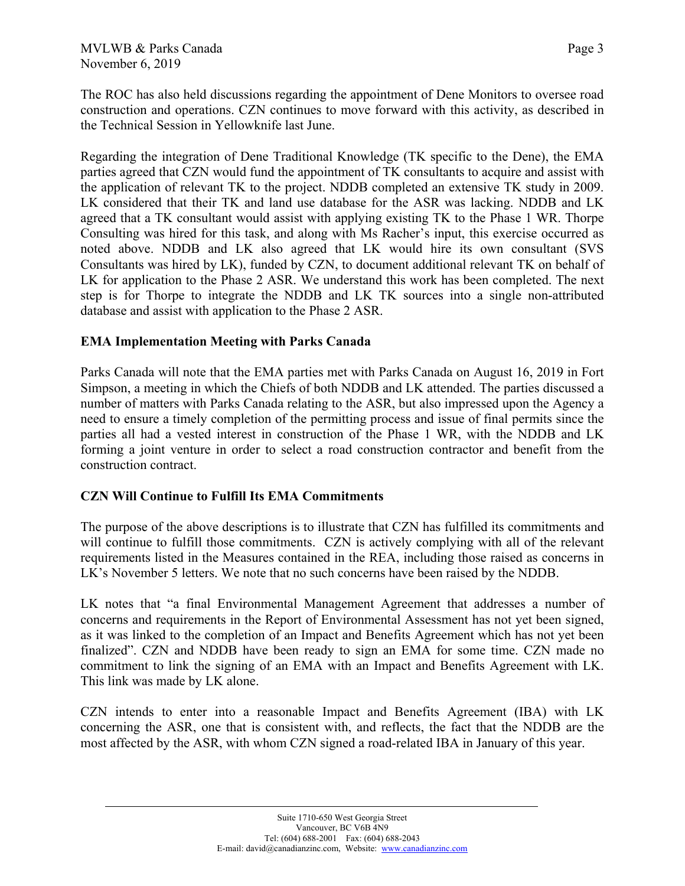The ROC has also held discussions regarding the appointment of Dene Monitors to oversee road construction and operations. CZN continues to move forward with this activity, as described in the Technical Session in Yellowknife last June.

Regarding the integration of Dene Traditional Knowledge (TK specific to the Dene), the EMA parties agreed that CZN would fund the appointment of TK consultants to acquire and assist with the application of relevant TK to the project. NDDB completed an extensive TK study in 2009. LK considered that their TK and land use database for the ASR was lacking. NDDB and LK agreed that a TK consultant would assist with applying existing TK to the Phase 1 WR. Thorpe Consulting was hired for this task, and along with Ms Racher's input, this exercise occurred as noted above. NDDB and LK also agreed that LK would hire its own consultant (SVS Consultants was hired by LK), funded by CZN, to document additional relevant TK on behalf of LK for application to the Phase 2 ASR. We understand this work has been completed. The next step is for Thorpe to integrate the NDDB and LK TK sources into a single non-attributed database and assist with application to the Phase 2 ASR.

**EMA Implementation Meeting with Parks Canada**

Parks Canada will note that the EMA parties met with Parks Canada on August 16, 2019 in Fort Simpson, a meeting in which the Chiefs of both NDDB and LK attended. The parties discussed a number of matters with Parks Canada relating to the ASR, but also impressed upon the Agency a need to ensure a timely completion of the permitting process and issue of final permits since the parties all had a vested interest in construction of the Phase 1 WR, with the NDDB and LK forming a joint venture in order to select a road construction contractor and benefit from the construction contract.

**CZN Will Continue to Fulfill Its EMA Commitments**

The purpose of the above descriptions is to illustrate that CZN has fulfilled its commitments and will continue to fulfill those commitments. CZN is actively complying with all of the relevant requirements listed in the Measures contained in the REA, including those raised as concerns in LK's November 5 letters. We note that no such concerns have been raised by the NDDB.

LK notes that "a final Environmental Management Agreement that addresses a number of concerns and requirements in the Report of Environmental Assessment has not yet been signed, as it was linked to the completion of an Impact and Benefits Agreement which has not yet been finalized". CZN and NDDB have been ready to sign an EMA for some time. CZN made no commitment to link the signing of an EMA with an Impact and Benefits Agreement with LK. This link was made by LK alone.

CZN intends to enter into a reasonable Impact and Benefits Agreement (IBA) with LK concerning the ASR, one that is consistent with, and reflects, the fact that the NDDB are the most affected by the ASR, with whom CZN signed a road-related IBA in January of this year.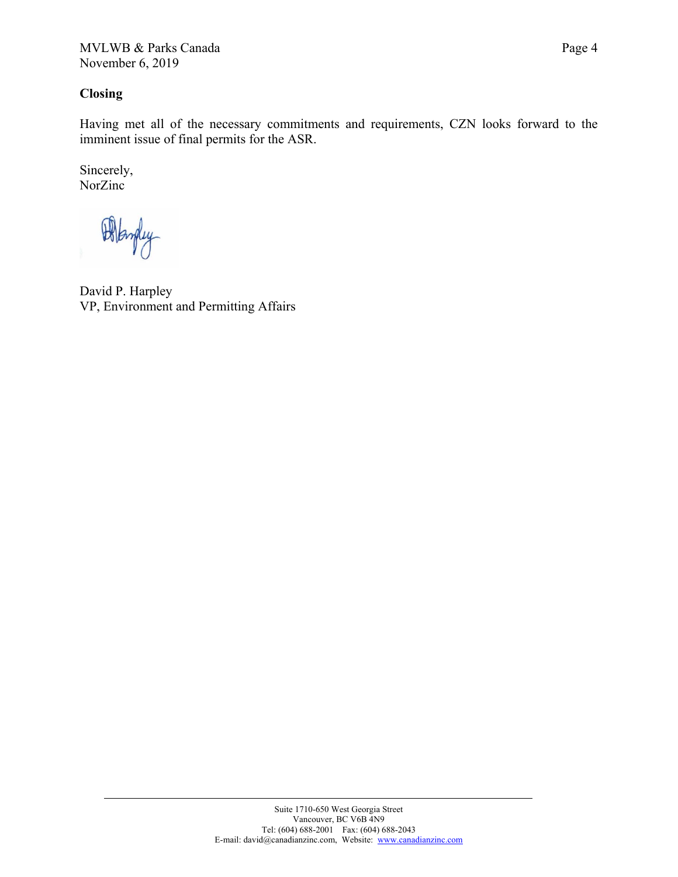**Closing**

Having met all of the necessary commitments and requirements, CZN looks forward to the imminent issue of final permits for the ASR.

Sincerely,
NorZinc

David P. Harpley
VP, Environment and Permitting Affairs

Suite 1710-650 West Georgia Street
Vancouver, BC V6B 4N9
Tel: (604) 688-2001 Fax: (604) 688-2043
E-mail: david@canadianzinc.com, Website: www.canadianzinc.com